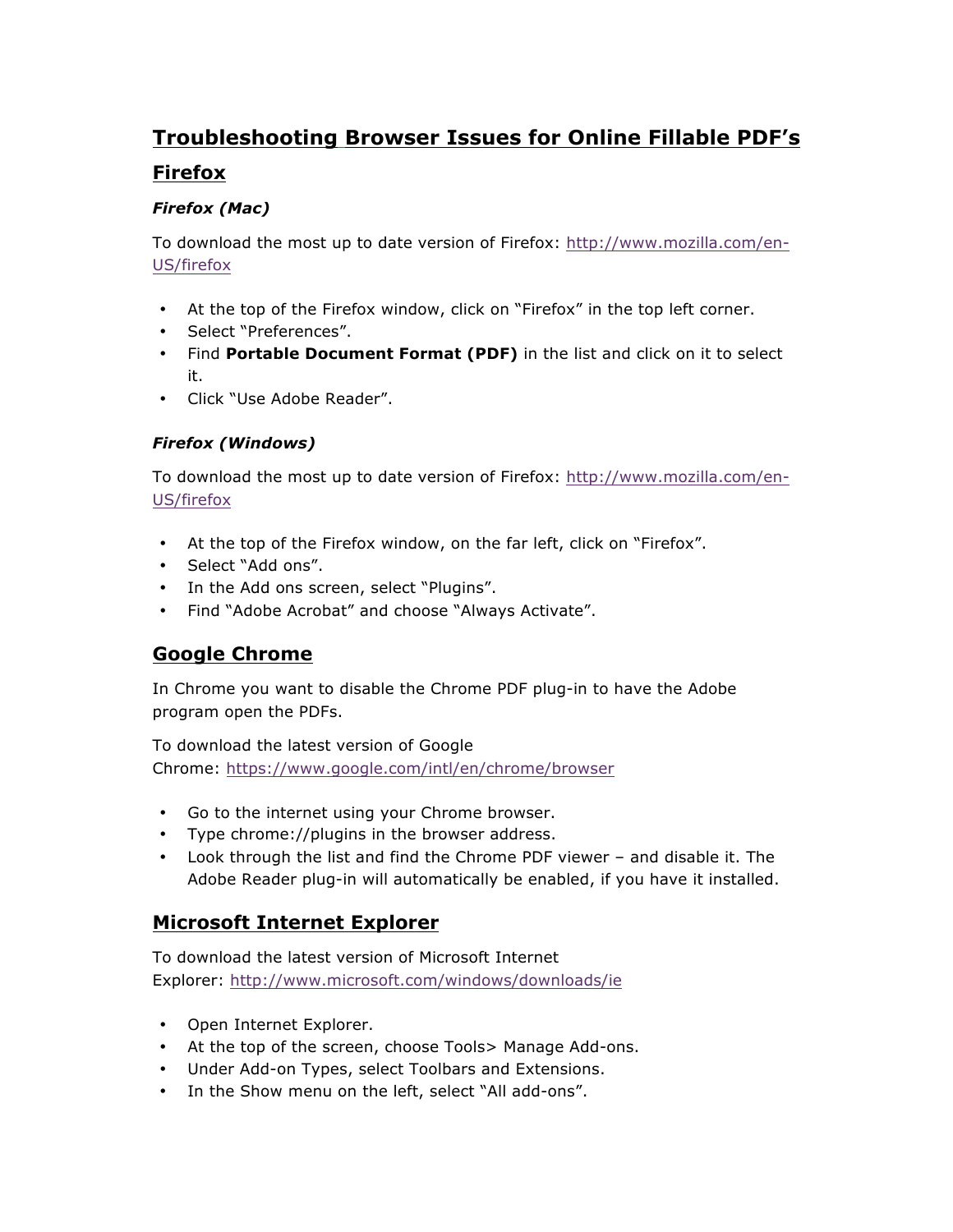# Troubleshooting Browser Issues for Online Fillable PDF's

## Firefox

### *Firefox (Mac)*

To download the most up to date version of Firefox: http://www.mozilla.com/en-US/firefox

- At the top of the Firefox window, click on "Firefox" in the top left corner.
- Select "Preferences".
- Find **Portable Document Format (PDF)** in the list and click on it to select it.
- Click "Use Adobe Reader".

### *Firefox (Windows)*

To download the most up to date version of Firefox: http://www.mozilla.com/en-US/firefox

- At the top of the Firefox window, on the far left, click on "Firefox".
- Select "Add ons".
- In the Add ons screen, select "Plugins".
- Find "Adobe Acrobat" and choose "Always Activate".

## Google Chrome

In Chrome you want to disable the Chrome PDF plug-in to have the Adobe program open the PDFs.

To download the latest version of Google Chrome: https://www.google.com/intl/en/chrome/browser

- Go to the internet using your Chrome browser.
- Type chrome://plugins in the browser address.
- Look through the list and find the Chrome PDF viewer – and disable it. The Adobe Reader plug-in will automatically be enabled, if you have it installed.

## Microsoft Internet Explorer

To download the latest version of Microsoft Internet Explorer: http://www.microsoft.com/windows/downloads/ie

- Open Internet Explorer.
- At the top of the screen, choose Tools> Manage Add-ons.
- Under Add-on Types, select Toolbars and Extensions.
- In the Show menu on the left, select "All add-ons".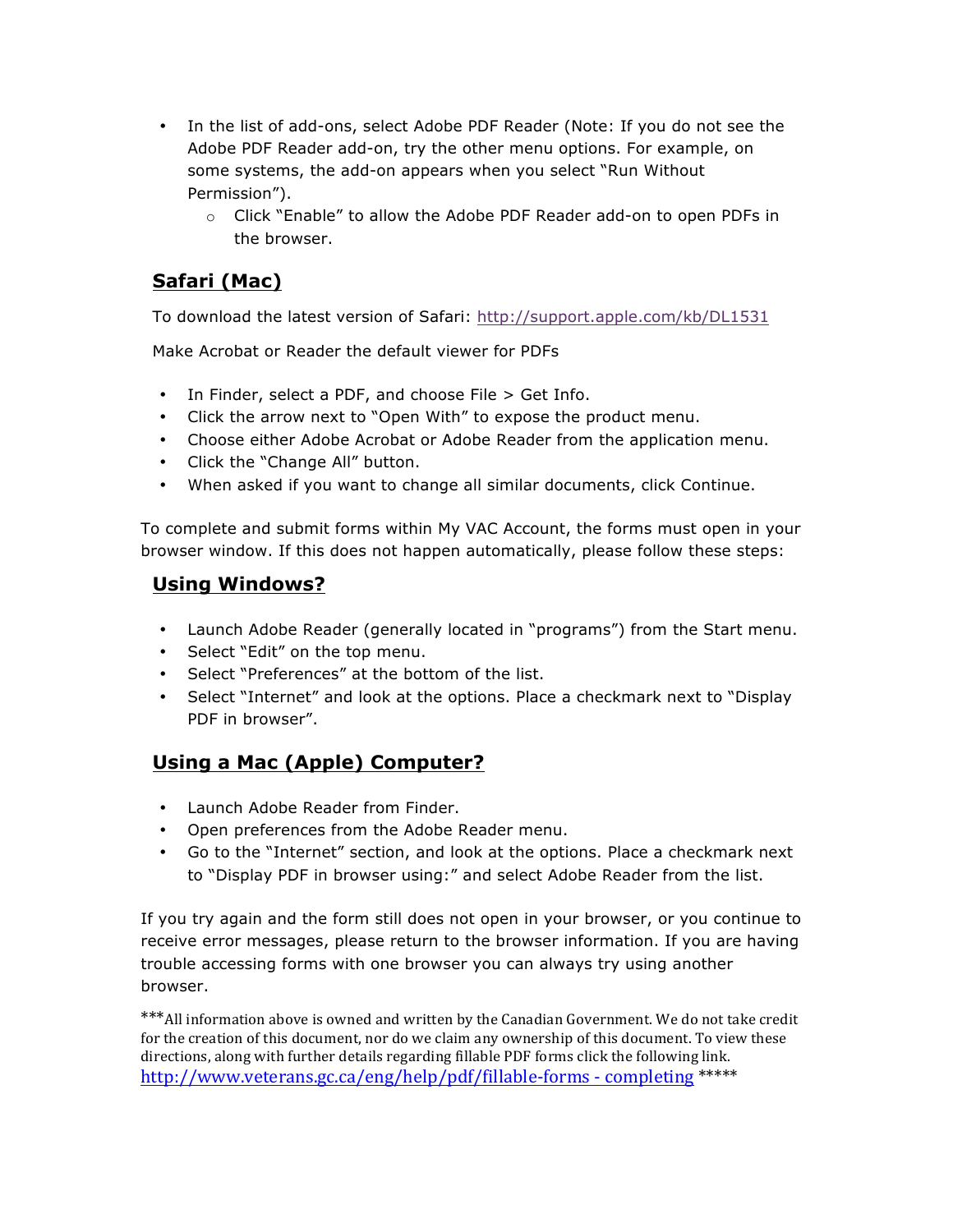- In the list of add-ons, select Adobe PDF Reader (Note: If you do not see the Adobe PDF Reader add-on, try the other menu options. For example, on some systems, the add-on appears when you select "Run Without Permission").
    - Click "Enable" to allow the Adobe PDF Reader add-on to open PDFs in the browser.

## Safari (Mac)

To download the latest version of Safari: http://support.apple.com/kb/DL1531

Make Acrobat or Reader the default viewer for PDFs

- In Finder, select a PDF, and choose File > Get Info.
- Click the arrow next to "Open With" to expose the product menu.
- Choose either Adobe Acrobat or Adobe Reader from the application menu.
- Click the "Change All" button.
- When asked if you want to change all similar documents, click Continue.

To complete and submit forms within My VAC Account, the forms must open in your browser window. If this does not happen automatically, please follow these steps:

## Using Windows?

- Launch Adobe Reader (generally located in "programs") from the Start menu.
- Select "Edit" on the top menu.
- Select "Preferences" at the bottom of the list.
- Select "Internet" and look at the options. Place a checkmark next to "Display PDF in browser".

## Using a Mac (Apple) Computer?

- Launch Adobe Reader from Finder.
- Open preferences from the Adobe Reader menu.
- Go to the "Internet" section, and look at the options. Place a checkmark next to "Display PDF in browser using:" and select Adobe Reader from the list.

If you try again and the form still does not open in your browser, or you continue to receive error messages, please return to the browser information. If you are having trouble accessing forms with one browser you can always try using another browser.

***All information above is owned and written by the Canadian Government. We do not take credit for the creation of this document, nor do we claim any ownership of this document. To view these directions, along with further details regarding fillable PDF forms click the following link. http://www.veterans.gc.ca/eng/help/pdf/fillable-forms - completing *****